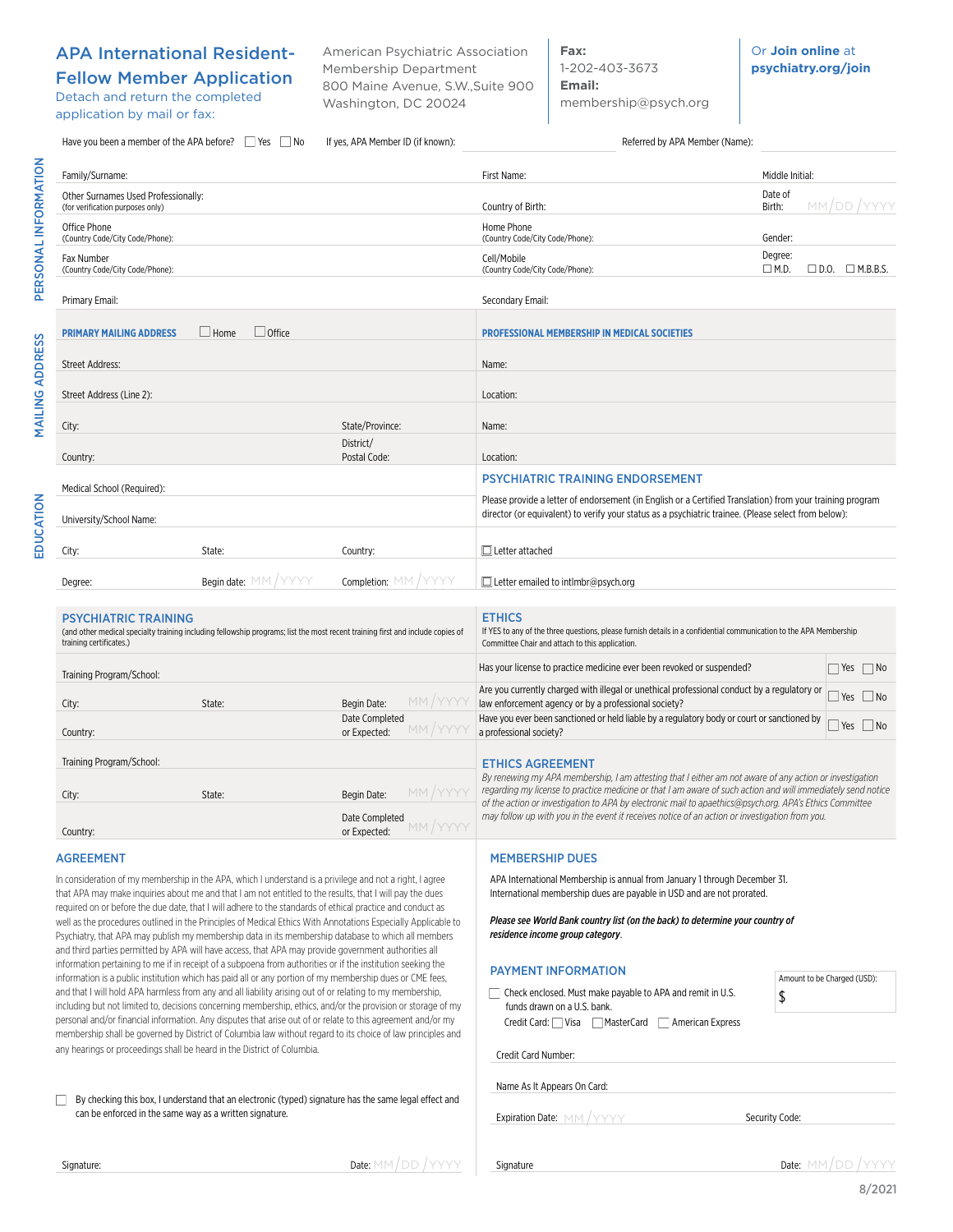# APA International Resident-Fellow Member Application

Detach and return the completed application by mail or fax:

American Psychiatric Association
Membership Department
800 Maine Avenue, S.W.,Suite 900
Washington, DC 20024

**Fax:**
1-202-403-3673
**Email:**
membership@psych.org

Or **Join online** at **psychiatry.org/join**

Have you been a member of the APA before? ☐ Yes ☐ No   If yes, APA Member ID (if known): ______   Referred by APA Member (Name): ______

## PERSONAL INFORMATION

Family/Surname: ______   First Name: ______   Middle Initial: ______

Other Surnames Used Professionally: (for verification purposes only) ______   Country of Birth: ______   Date of Birth: MM/DD/YYYY

Office Phone (Country Code/City Code/Phone): ______   Home Phone (Country Code/City Code/Phone): ______   Gender: ______

Fax Number (Country Code/City Code/Phone): ______   Cell/Mobile (Country Code/City Code/Phone): ______   Degree: ☐ M.D. ☐ D.O. ☐ M.B.B.S.

Primary Email: ______   Secondary Email: ______

## MAILING ADDRESS

**PRIMARY MAILING ADDRESS** ☐ Home ☐ Office

Street Address: ______

Street Address (Line 2): ______

City: ______   State/Province: ______

Country: ______   District/Postal Code: ______

**PROFESSIONAL MEMBERSHIP IN MEDICAL SOCIETIES**

Name: ______

Location: ______

Name: ______

Location: ______

## EDUCATION

Medical School (Required): ______

University/School Name: ______

City: ______   State: ______   Country: ______

Degree: ______   Begin date: MM/YYYY   Completion: MM/YYYY

## PSYCHIATRIC TRAINING ENDORSEMENT

Please provide a letter of endorsement (in English or a Certified Translation) from your training program director (or equivalent) to verify your status as a psychiatric trainee. (Please select from below):

☐ Letter attached

☐ Letter emailed to intlmbr@psych.org

## PSYCHIATRIC TRAINING

(and other medical specialty training including fellowship programs; list the most recent training first and include copies of training certificates.)

Training Program/School: ______

City: ______   State: ______   Begin Date: MM/YYYY

Country: ______   Date Completed or Expected: MM/YYYY

Training Program/School: ______

City: ______   State: ______   Begin Date: MM/YYYY

Country: ______   Date Completed or Expected: MM/YYYY

## ETHICS

If YES to any of the three questions, please furnish details in a confidential communication to the APA Membership Committee Chair and attach to this application.

| Question | Answer |
|---|---|
| Has your license to practice medicine ever been revoked or suspended? | ☐ Yes ☐ No |
| Are you currently charged with illegal or unethical professional conduct by a regulatory or law enforcement agency or by a professional society? | ☐ Yes ☐ No |
| Have you ever been sanctioned or held liable by a regulatory body or court or sanctioned by a professional society? | ☐ Yes ☐ No |

## ETHICS AGREEMENT

*By renewing my APA membership, I am attesting that I either am not aware of any action or investigation regarding my license to practice medicine or that I am aware of such action and will immediately send notice of the action or investigation to APA by electronic mail to apaethics@psych.org. APA's Ethics Committee may follow up with you in the event it receives notice of an action or investigation from you.*

## AGREEMENT

In consideration of my membership in the APA, which I understand is a privilege and not a right, I agree that APA may make inquiries about me and that I am not entitled to the results, that I will pay the dues required on or before the due date, that I will adhere to the standards of ethical practice and conduct as well as the procedures outlined in the Principles of Medical Ethics With Annotations Especially Applicable to Psychiatry, that APA may publish my membership data in its membership database to which all members and third parties permitted by APA will have access, that APA may provide government authorities all information pertaining to me if in receipt of a subpoena from authorities or if the institution seeking the information is a public institution which has paid all or any portion of my membership dues or CME fees, and that I will hold APA harmless from any and all liability arising out of or relating to my membership, including but not limited to, decisions concerning membership, ethics, and/or the provision or storage of my personal and/or financial information. Any disputes that arise out of or relate to this agreement and/or my membership shall be governed by District of Columbia law without regard to its choice of law principles and any hearings or proceedings shall be heard in the District of Columbia.

☐ By checking this box, I understand that an electronic (typed) signature has the same legal effect and can be enforced in the same way as a written signature.

Signature: ______   Date: MM/DD/YYYY

## MEMBERSHIP DUES

APA International Membership is annual from January 1 through December 31. International membership dues are payable in USD and are not prorated.

***Please see World Bank country list (on the back) to determine your country of residence income group category.***

## PAYMENT INFORMATION

☐ Check enclosed. Must make payable to APA and remit in U.S. funds drawn on a U.S. bank.

Credit Card: ☐ Visa ☐ MasterCard ☐ American Express

Amount to be Charged (USD): $ ______

Credit Card Number: ______

Name As It Appears On Card: ______

Expiration Date: MM/YYYY   Security Code: ______

Signature ______   Date: MM/DD/YYYY

8/2021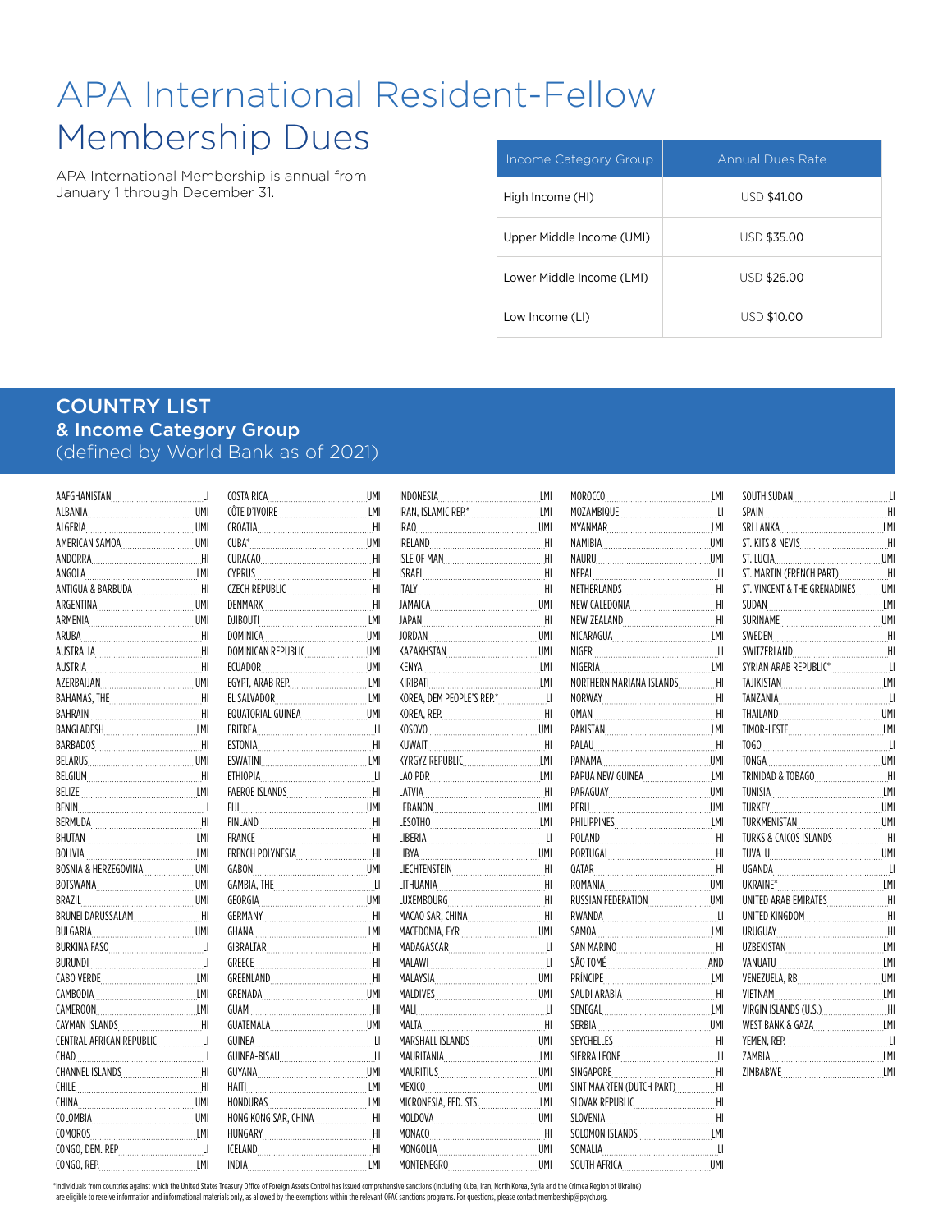# APA International Resident-Fellow Membership Dues

APA International Membership is annual from January 1 through December 31.

| Income Category Group | Annual Dues Rate |
|---|---|
| High Income (HI) | USD $41.00 |
| Upper Middle Income (UMI) | USD $35.00 |
| Lower Middle Income (LMI) | USD $26.00 |
| Low Income (LI) | USD $10.00 |

## COUNTRY LIST
### & Income Category Group
(defined by World Bank as of 2021)

| Country | Group |
|---|---|
| AAFGHANISTAN | LI |
| ALBANIA | UMI |
| ALGERIA | UMI |
| AMERICAN SAMOA | UMI |
| ANDORRA | HI |
| ANGOLA | LMI |
| ANTIGUA & BARBUDA | HI |
| ARGENTINA | UMI |
| ARMENIA | UMI |
| ARUBA | HI |
| AUSTRALIA | HI |
| AUSTRIA | HI |
| AZERBAIJAN | UMI |
| BAHAMAS, THE | HI |
| BAHRAIN | HI |
| BANGLADESH | LMI |
| BARBADOS | HI |
| BELARUS | UMI |
| BELGIUM | HI |
| BELIZE | LMI |
| BENIN | LI |
| BERMUDA | HI |
| BHUTAN | LMI |
| BOLIVIA | LMI |
| BOSNIA & HERZEGOVINA | UMI |
| BOTSWANA | UMI |
| BRAZIL | UMI |
| BRUNEI DARUSSALAM | HI |
| BULGARIA | UMI |
| BURKINA FASO | LI |
| BURUNDI | LI |
| CABO VERDE | LMI |
| CAMBODIA | LMI |
| CAMEROON | LMI |
| CAYMAN ISLANDS | HI |
| CENTRAL AFRICAN REPUBLIC | LI |
| CHAD | LI |
| CHANNEL ISLANDS | HI |
| CHILE | HI |
| CHINA | UMI |
| COLOMBIA | UMI |
| COMOROS | LMI |
| CONGO, DEM. REP | LI |
| CONGO, REP. | LMI |
| COSTA RICA | UMI |
| CÔTE D'IVOIRE | LMI |
| CROATIA | HI |
| CUBA* | UMI |
| CURACAO | HI |
| CYPRUS | HI |
| CZECH REPUBLIC | HI |
| DENMARK | HI |
| DJIBOUTI | LMI |
| DOMINICA | UMI |
| DOMINICAN REPUBLIC | UMI |
| ECUADOR | UMI |
| EGYPT, ARAB REP. | LMI |
| EL SALVADOR | LMI |
| EQUATORIAL GUINEA | UMI |
| ERITREA | LI |
| ESTONIA | HI |
| ESWATINI | LMI |
| ETHIOPIA | LI |
| FAEROE ISLANDS | HI |
| FIJI | UMI |
| FINLAND | HI |
| FRANCE | HI |
| FRENCH POLYNESIA | HI |
| GABON | UMI |
| GAMBIA, THE | LI |
| GEORGIA | UMI |
| GERMANY | HI |
| GHANA | LMI |
| GIBRALTAR | HI |
| GREECE | HI |
| GREENLAND | HI |
| GRENADA | UMI |
| GUAM | HI |
| GUATEMALA | UMI |
| GUINEA | LI |
| GUINEA-BISAU | LI |
| GUYANA | UMI |
| HAITI | LMI |
| HONDURAS | LMI |
| HONG KONG SAR, CHINA | HI |
| HUNGARY | HI |
| ICELAND | HI |
| INDIA | LMI |
| INDONESIA | LMI |
| IRAN, ISLAMIC REP.* | LMI |
| IRAQ | UMI |
| IRELAND | HI |
| ISLE OF MAN | HI |
| ISRAEL | HI |
| ITALY | HI |
| JAMAICA | UMI |
| JAPAN | HI |
| JORDAN | UMI |
| KAZAKHSTAN | UMI |
| KENYA | LMI |
| KIRIBATI | LMI |
| KOREA, DEM PEOPLE'S REP.* | LI |
| KOREA, REP. | HI |
| KOSOVO | UMI |
| KUWAIT | HI |
| KYRGYZ REPUBLIC | LMI |
| LAO PDR | LMI |
| LATVIA | HI |
| LEBANON | UMI |
| LESOTHO | LMI |
| LIBERIA | LI |
| LIBYA | UMI |
| LIECHTENSTEIN | HI |
| LITHUANIA | HI |
| LUXEMBOURG | HI |
| MACAO SAR, CHINA | HI |
| MACEDONIA, FYR | UMI |
| MADAGASCAR | LI |
| MALAWI | LI |
| MALAYSIA | UMI |
| MALDIVES | UMI |
| MALI | LI |
| MALTA | HI |
| MARSHALL ISLANDS | UMI |
| MAURITANIA | LMI |
| MAURITIUS | UMI |
| MEXICO | UMI |
| MICRONESIA, FED. STS. | LMI |
| MOLDOVA | UMI |
| MONACO | HI |
| MONGOLIA | UMI |
| MONTENEGRO | UMI |
| MOROCCO | LMI |
| MOZAMBIQUE | LI |
| MYANMAR | LMI |
| NAMIBIA | UMI |
| NAURU | UMI |
| NEPAL | LI |
| NETHERLANDS | HI |
| NEW CALEDONIA | HI |
| NEW ZEALAND | HI |
| NICARAGUA | LMI |
| NIGER | LI |
| NIGERIA | LMI |
| NORTHERN MARIANA ISLANDS | HI |
| NORWAY | HI |
| OMAN | HI |
| PAKISTAN | LMI |
| PALAU | HI |
| PANAMA | UMI |
| PAPUA NEW GUINEA | LMI |
| PARAGUAY | UMI |
| PERU | UMI |
| PHILIPPINES | LMI |
| POLAND | HI |
| PORTUGAL | HI |
| QATAR | HI |
| ROMANIA | UMI |
| RUSSIAN FEDERATION | UMI |
| RWANDA | LI |
| SAMOA | LMI |
| SAN MARINO | HI |
| SÃO TOMÉ | AND |
| PRÍNCIPE | LMI |
| SAUDI ARABIA | HI |
| SENEGAL | LMI |
| SERBIA | UMI |
| SEYCHELLES | HI |
| SIERRA LEONE | LI |
| SINGAPORE | HI |
| SINT MAARTEN (DUTCH PART) | HI |
| SLOVAK REPUBLIC | HI |
| SLOVENIA | HI |
| SOLOMON ISLANDS | LMI |
| SOMALIA | LI |
| SOUTH AFRICA | UMI |
| SOUTH SUDAN | LI |
| SPAIN | HI |
| SRI LANKA | LMI |
| ST. KITS & NEVIS | HI |
| ST. LUCIA | UMI |
| ST. MARTIN (FRENCH PART) | HI |
| ST. VINCENT & THE GRENADINES | UMI |
| SUDAN | LMI |
| SURINAME | UMI |
| SWEDEN | HI |
| SWITZERLAND | HI |
| SYRIAN ARAB REPUBLIC* | LI |
| TAJIKISTAN | LMI |
| TANZANIA | LI |
| THAILAND | UMI |
| TIMOR-LESTE | LMI |
| TOGO | LI |
| TONGA | UMI |
| TRINIDAD & TOBAGO | HI |
| TUNISIA | LMI |
| TURKEY | UMI |
| TURKMENISTAN | UMI |
| TURKS & CAICOS ISLANDS | HI |
| TUVALU | UMI |
| UGANDA | LI |
| UKRAINE* | LMI |
| UNITED ARAB EMIRATES | HI |
| UNITED KINGDOM | HI |
| URUGUAY | HI |
| UZBEKISTAN | LMI |
| VANUATU | LMI |
| VENEZUELA, RB | UMI |
| VIETNAM | LMI |
| VIRGIN ISLANDS (U.S.) | HI |
| WEST BANK & GAZA | LMI |
| YEMEN, REP. | LI |
| ZAMBIA | LMI |
| ZIMBABWE | LMI |

*Individuals from countries against which the United States Treasury Office of Foreign Assets Control has issued comprehensive sanctions (including Cuba, Iran, North Korea, Syria and the Crimea Region of Ukraine) are eligible to receive information and informational materials only, as allowed by the exemptions within the relevant OFAC sanctions programs. For questions, please contact membership@psych.org.